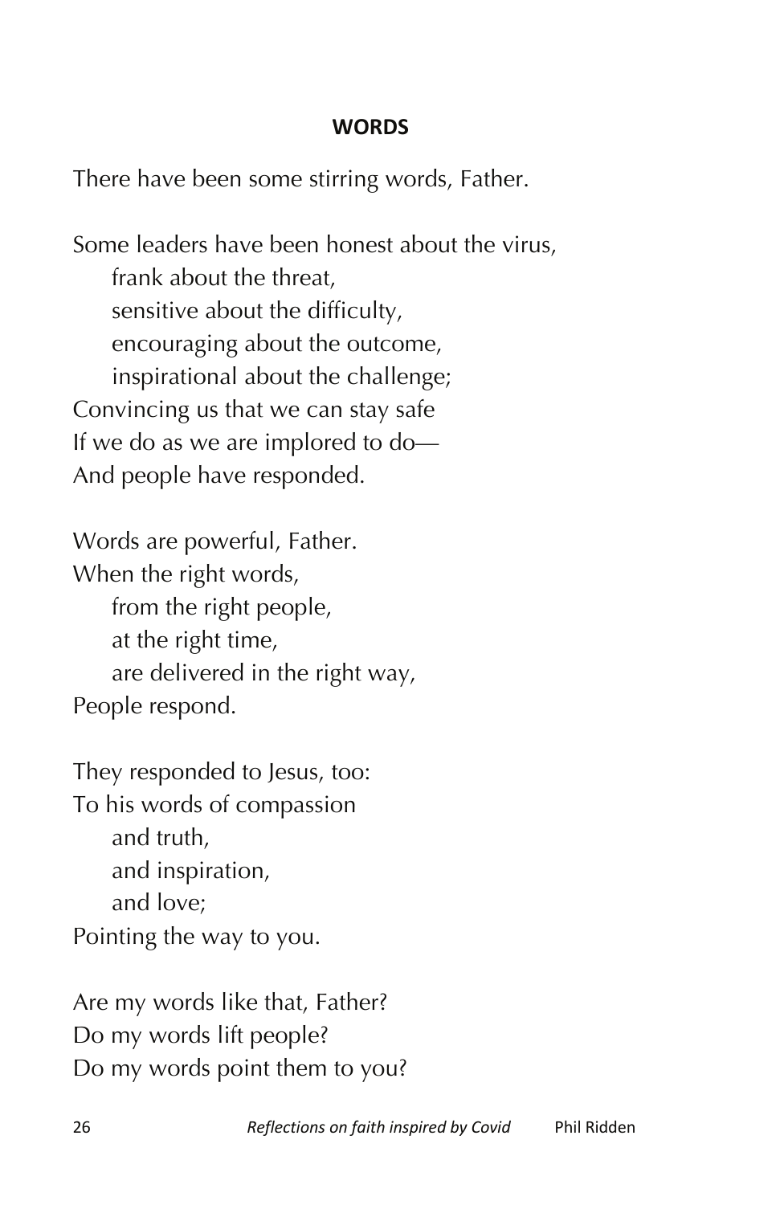**WORDS**

There have been some stirring words, Father.

Some leaders have been honest about the virus,  
    frank about the threat,  
    sensitive about the difficulty,  
    encouraging about the outcome,  
    inspirational about the challenge;  
Convincing us that we can stay safe  
If we do as we are implored to do—  
And people have responded.

Words are powerful, Father.  
When the right words,  
    from the right people,  
    at the right time,  
    are delivered in the right way,  
People respond.

They responded to Jesus, too:  
To his words of compassion  
    and truth,  
    and inspiration,  
    and love;  
Pointing the way to you.

Are my words like that, Father?  
Do my words lift people?  
Do my words point them to you?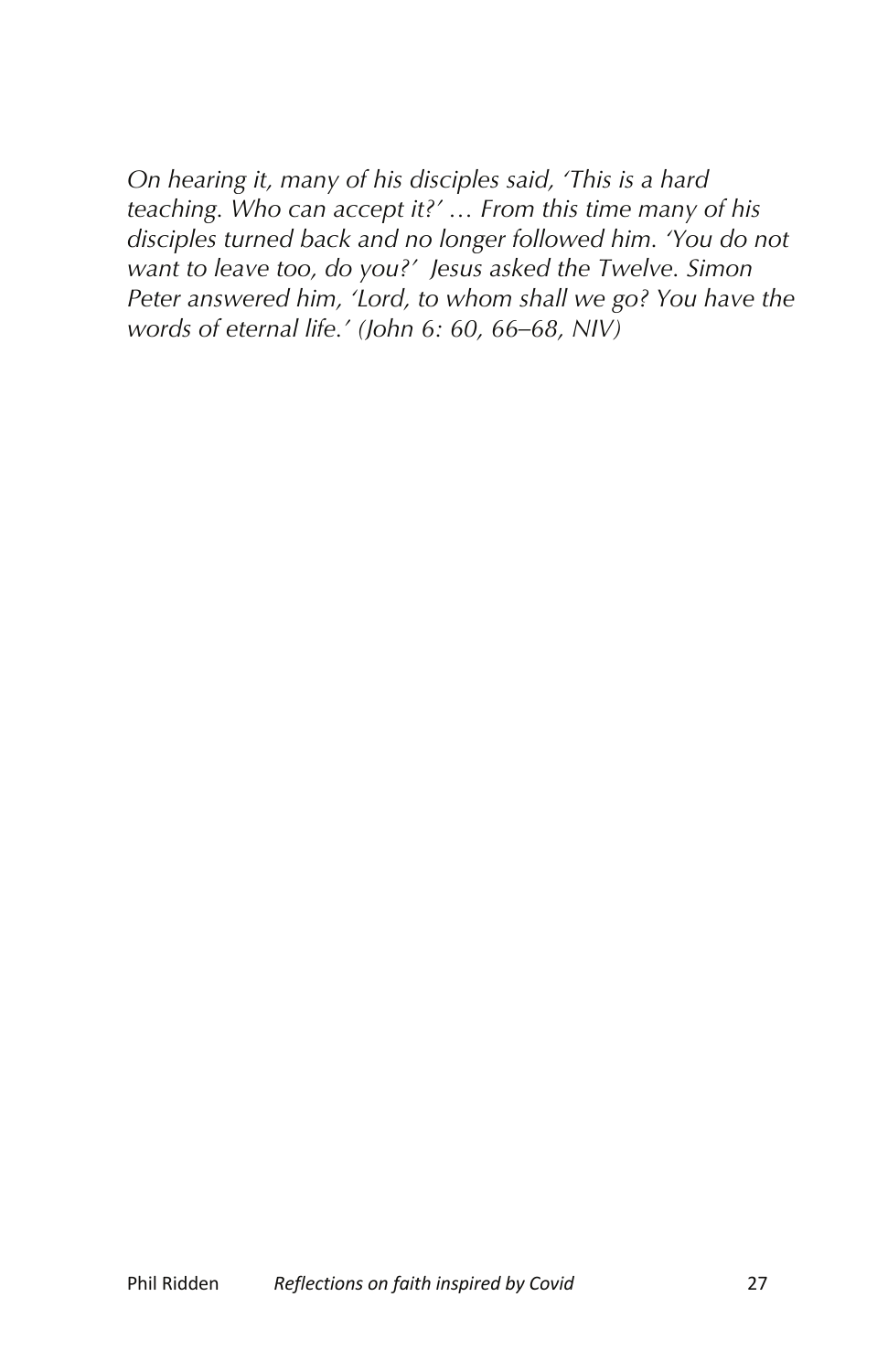*On hearing it, many of his disciples said, 'This is a hard teaching. Who can accept it?' … From this time many of his disciples turned back and no longer followed him. 'You do not want to leave too, do you?' Jesus asked the Twelve. Simon Peter answered him, 'Lord, to whom shall we go? You have the words of eternal life.' (John 6: 60, 66–68, NIV)*